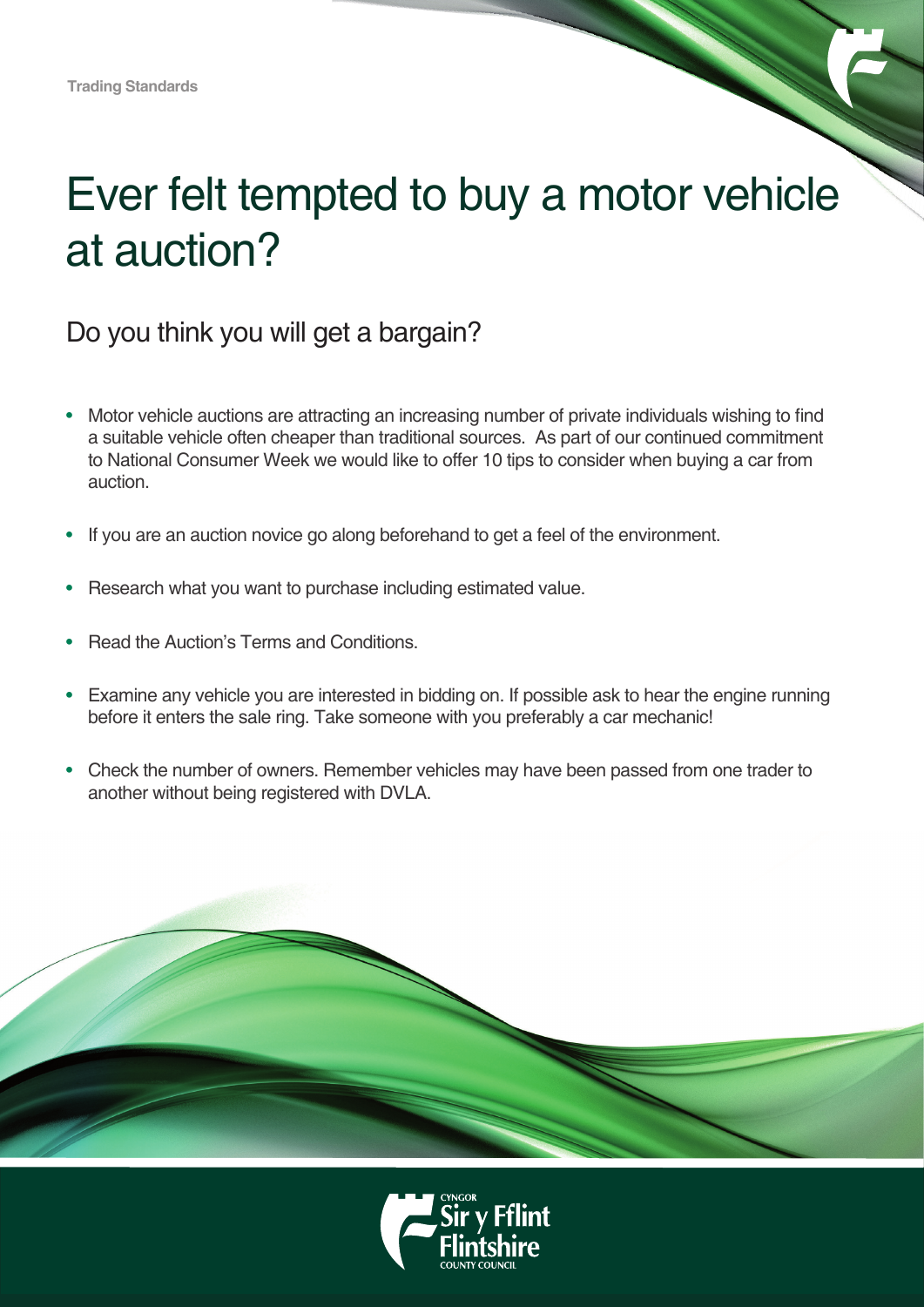Trading Standards

# Ever felt tempted to buy a motor vehicle at auction?

## Do you think you will get a bargain?

- Motor vehicle auctions are attracting an increasing number of private individuals wishing to find a suitable vehicle often cheaper than traditional sources. As part of our continued commitment to National Consumer Week we would like to offer 10 tips to consider when buying a car from auction.
- If you are an auction novice go along beforehand to get a feel of the environment.
- Research what you want to purchase including estimated value.
- Read the Auction's Terms and Conditions.
- Examine any vehicle you are interested in bidding on. If possible ask to hear the engine running before it enters the sale ring. Take someone with you preferably a car mechanic!
- Check the number of owners. Remember vehicles may have been passed from one trader to another without being registered with DVLA.

CYNGOR Sir y Fflint Flintshire COUNTY COUNCIL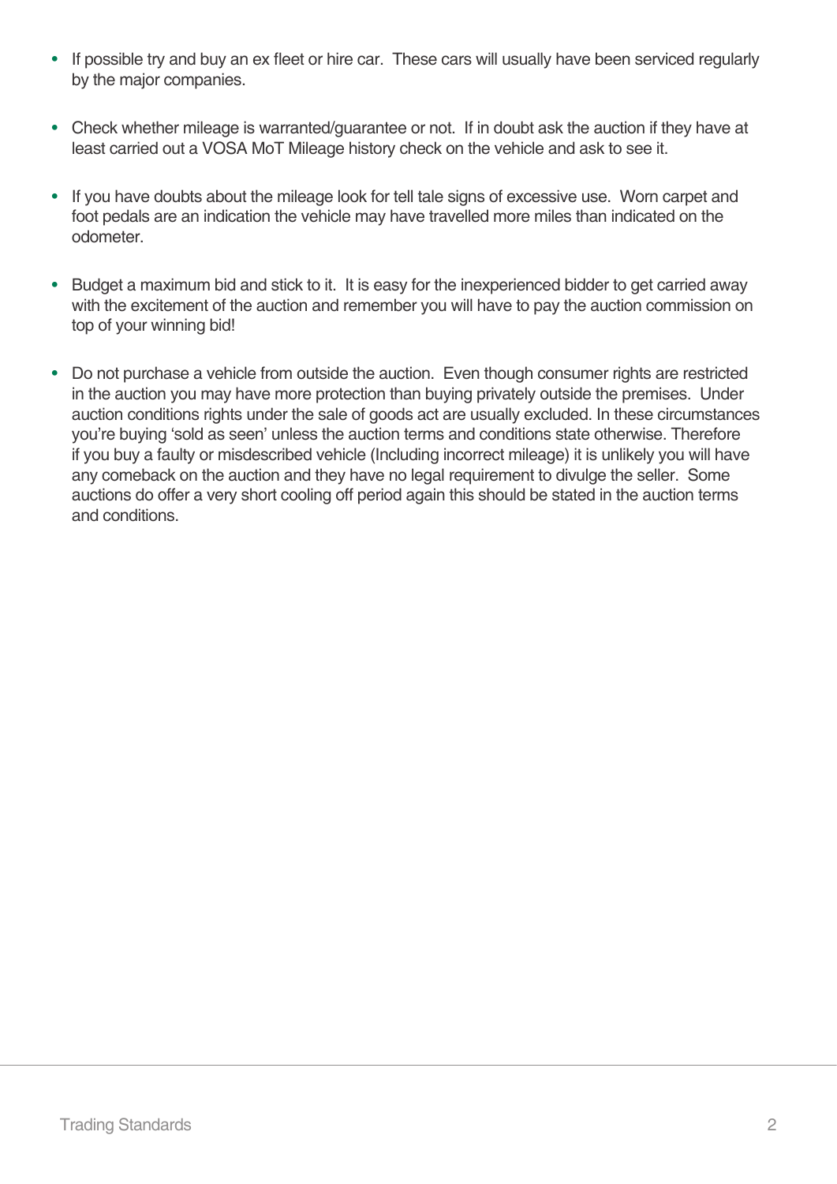- If possible try and buy an ex fleet or hire car. These cars will usually have been serviced regularly by the major companies.

- Check whether mileage is warranted/guarantee or not. If in doubt ask the auction if they have at least carried out a VOSA MoT Mileage history check on the vehicle and ask to see it.

- If you have doubts about the mileage look for tell tale signs of excessive use. Worn carpet and foot pedals are an indication the vehicle may have travelled more miles than indicated on the odometer.

- Budget a maximum bid and stick to it. It is easy for the inexperienced bidder to get carried away with the excitement of the auction and remember you will have to pay the auction commission on top of your winning bid!

- Do not purchase a vehicle from outside the auction. Even though consumer rights are restricted in the auction you may have more protection than buying privately outside the premises. Under auction conditions rights under the sale of goods act are usually excluded. In these circumstances you're buying 'sold as seen' unless the auction terms and conditions state otherwise. Therefore if you buy a faulty or misdescribed vehicle (Including incorrect mileage) it is unlikely you will have any comeback on the auction and they have no legal requirement to divulge the seller. Some auctions do offer a very short cooling off period again this should be stated in the auction terms and conditions.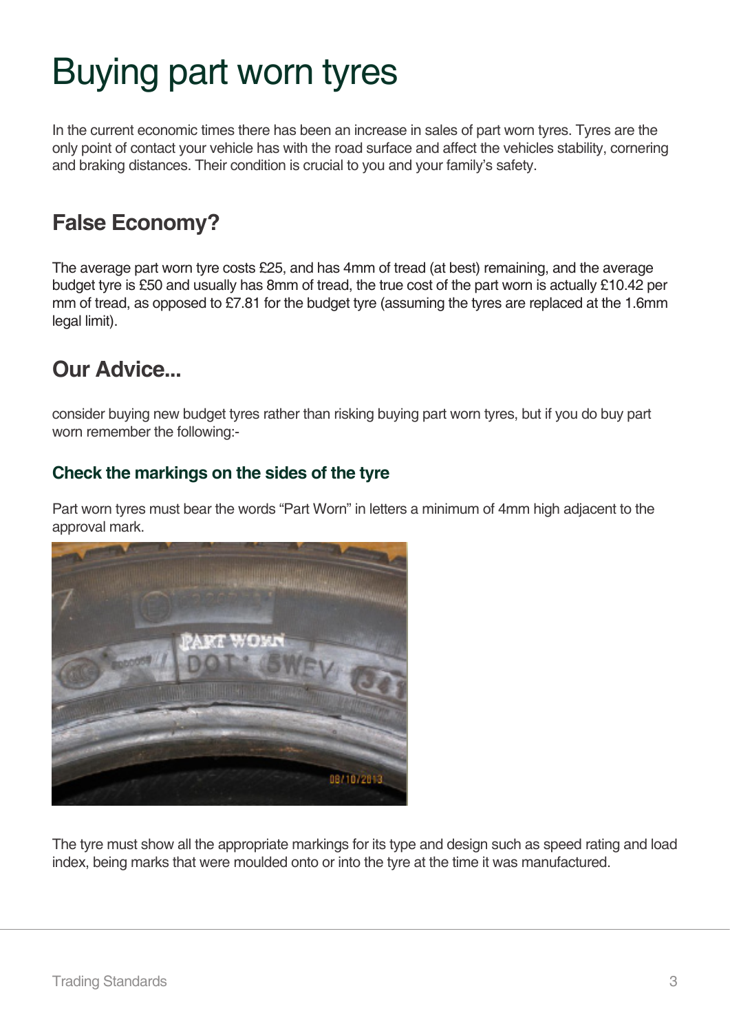# Buying part worn tyres

In the current economic times there has been an increase in sales of part worn tyres. Tyres are the only point of contact your vehicle has with the road surface and affect the vehicles stability, cornering and braking distances. Their condition is crucial to you and your family's safety.

## False Economy?

The average part worn tyre costs £25, and has 4mm of tread (at best) remaining, and the average budget tyre is £50 and usually has 8mm of tread, the true cost of the part worn is actually £10.42 per mm of tread, as opposed to £7.81 for the budget tyre (assuming the tyres are replaced at the 1.6mm legal limit).

## Our Advice...

consider buying new budget tyres rather than risking buying part worn tyres, but if you do buy part worn remember the following:-

### Check the markings on the sides of the tyre

Part worn tyres must bear the words "Part Worn" in letters a minimum of 4mm high adjacent to the approval mark.

The tyre must show all the appropriate markings for its type and design such as speed rating and load index, being marks that were moulded onto or into the tyre at the time it was manufactured.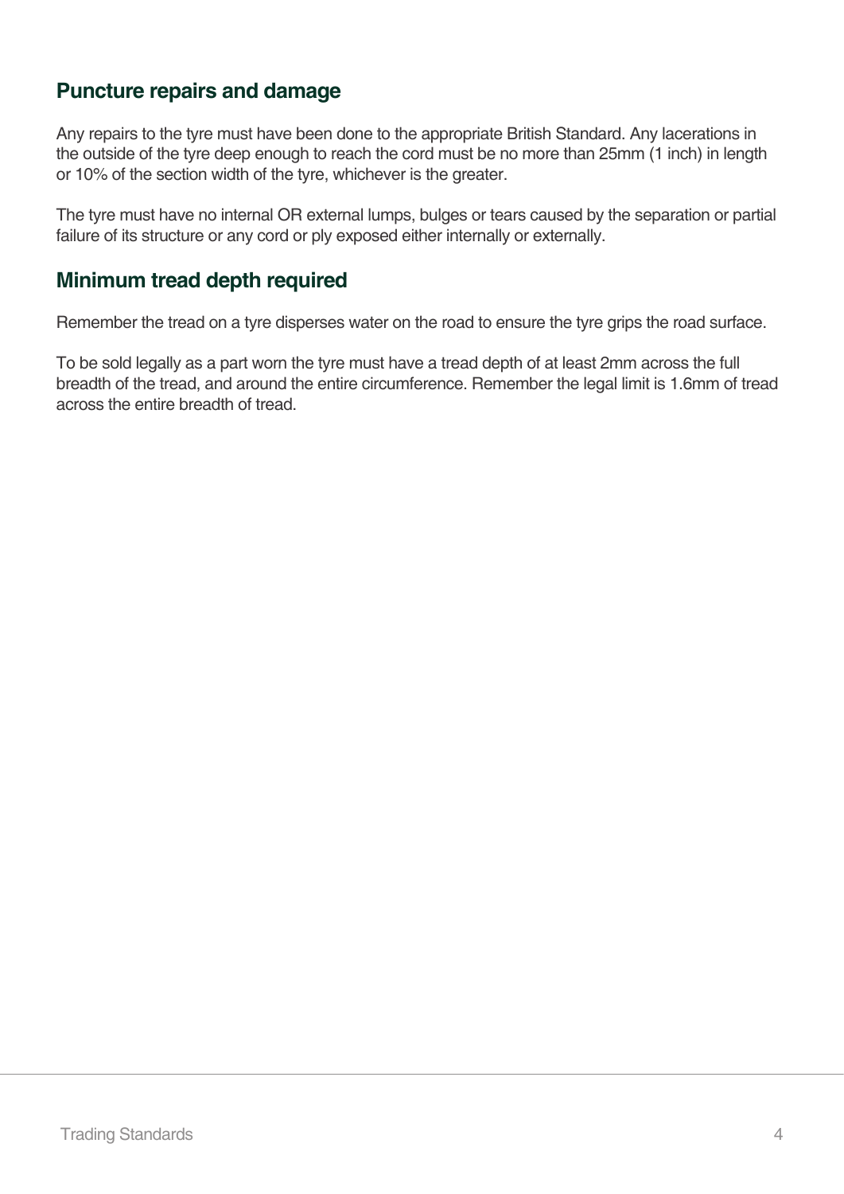## Puncture repairs and damage

Any repairs to the tyre must have been done to the appropriate British Standard. Any lacerations in the outside of the tyre deep enough to reach the cord must be no more than 25mm (1 inch) in length or 10% of the section width of the tyre, whichever is the greater.

The tyre must have no internal OR external lumps, bulges or tears caused by the separation or partial failure of its structure or any cord or ply exposed either internally or externally.

## Minimum tread depth required

Remember the tread on a tyre disperses water on the road to ensure the tyre grips the road surface.

To be sold legally as a part worn the tyre must have a tread depth of at least 2mm across the full breadth of the tread, and around the entire circumference. Remember the legal limit is 1.6mm of tread across the entire breadth of tread.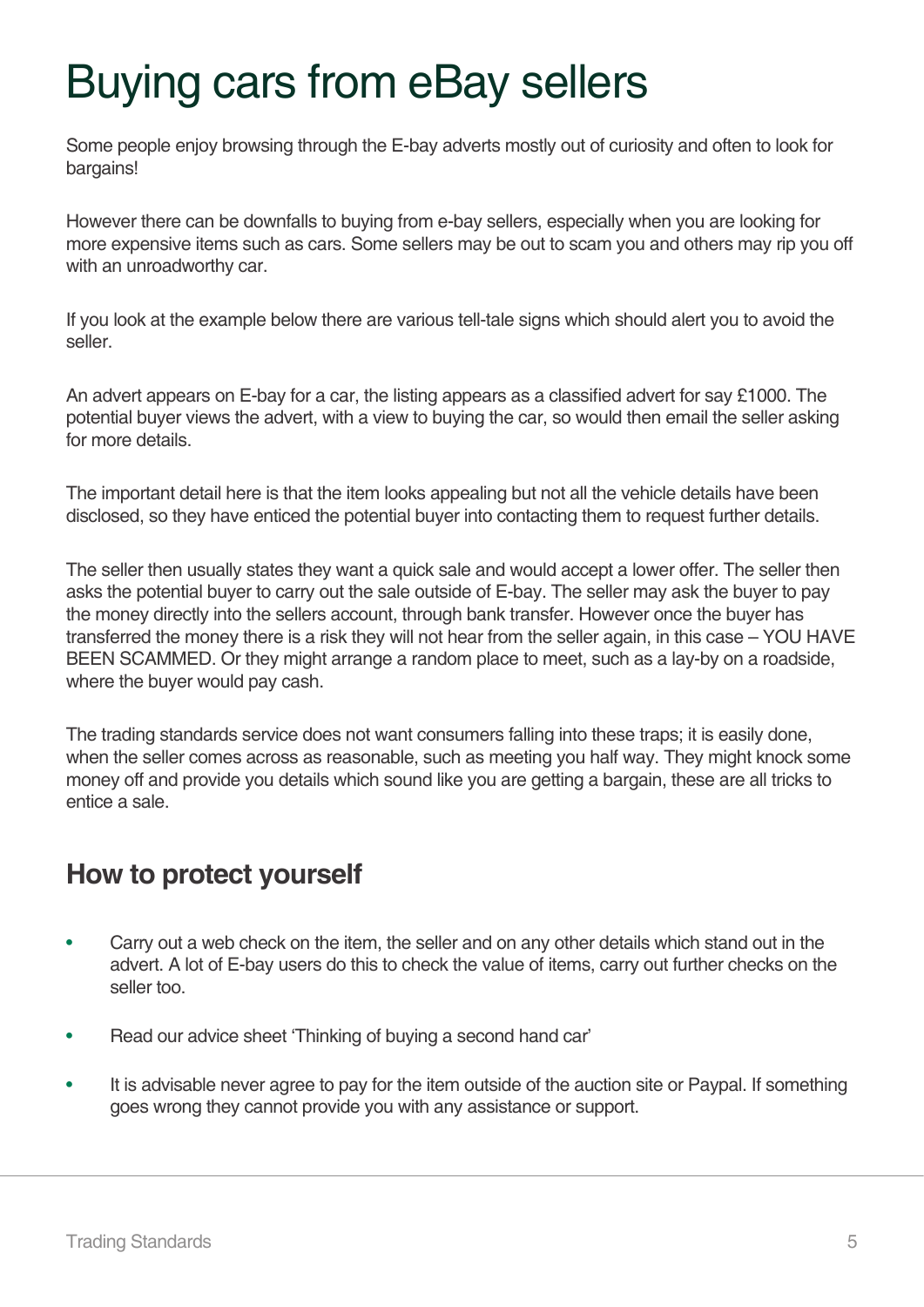# Buying cars from eBay sellers

Some people enjoy browsing through the E-bay adverts mostly out of curiosity and often to look for bargains!

However there can be downfalls to buying from e-bay sellers, especially when you are looking for more expensive items such as cars. Some sellers may be out to scam you and others may rip you off with an unroadworthy car.

If you look at the example below there are various tell-tale signs which should alert you to avoid the seller.

An advert appears on E-bay for a car, the listing appears as a classified advert for say £1000. The potential buyer views the advert, with a view to buying the car, so would then email the seller asking for more details.

The important detail here is that the item looks appealing but not all the vehicle details have been disclosed, so they have enticed the potential buyer into contacting them to request further details.

The seller then usually states they want a quick sale and would accept a lower offer. The seller then asks the potential buyer to carry out the sale outside of E-bay. The seller may ask the buyer to pay the money directly into the sellers account, through bank transfer. However once the buyer has transferred the money there is a risk they will not hear from the seller again, in this case – YOU HAVE BEEN SCAMMED. Or they might arrange a random place to meet, such as a lay-by on a roadside, where the buyer would pay cash.

The trading standards service does not want consumers falling into these traps; it is easily done, when the seller comes across as reasonable, such as meeting you half way. They might knock some money off and provide you details which sound like you are getting a bargain, these are all tricks to entice a sale.

## How to protect yourself

- Carry out a web check on the item, the seller and on any other details which stand out in the advert. A lot of E-bay users do this to check the value of items, carry out further checks on the seller too.
- Read our advice sheet 'Thinking of buying a second hand car'
- It is advisable never agree to pay for the item outside of the auction site or Paypal. If something goes wrong they cannot provide you with any assistance or support.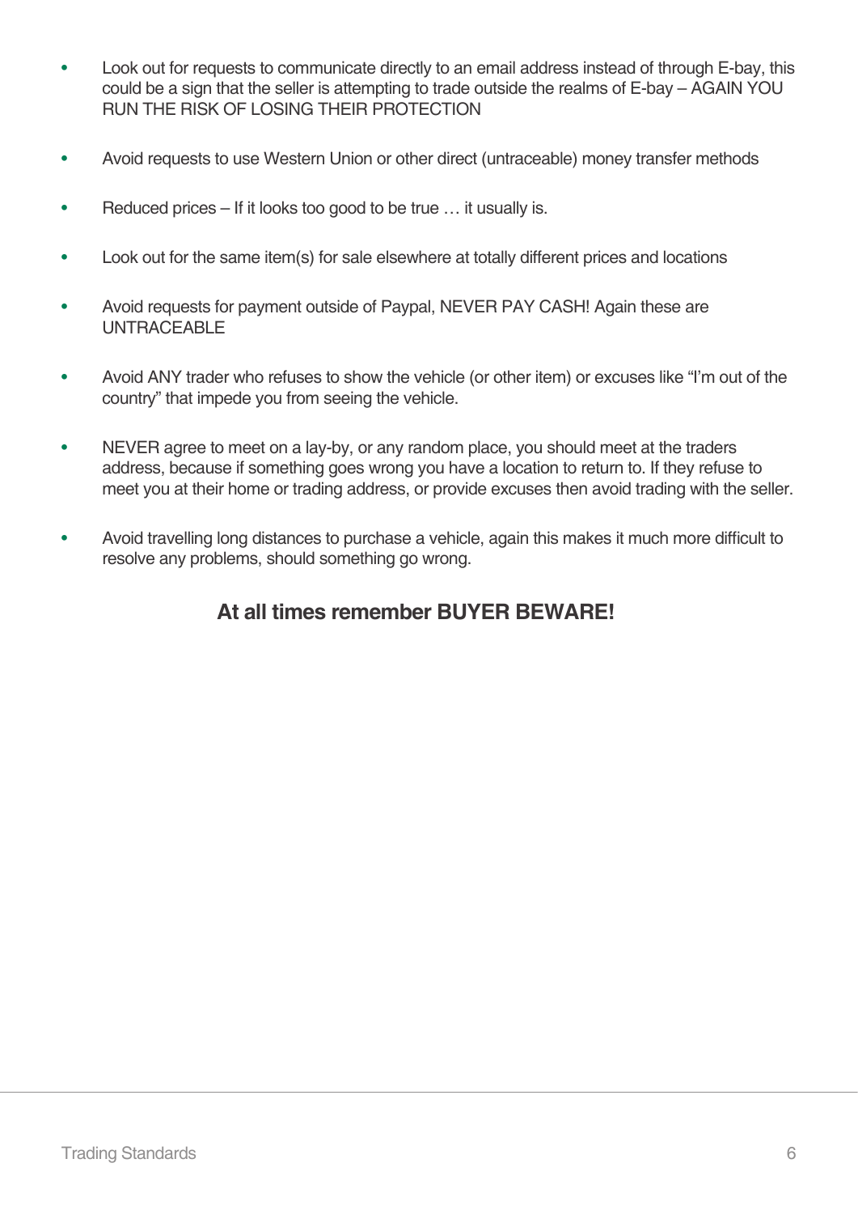- Look out for requests to communicate directly to an email address instead of through E-bay, this could be a sign that the seller is attempting to trade outside the realms of E-bay – AGAIN YOU RUN THE RISK OF LOSING THEIR PROTECTION

- Avoid requests to use Western Union or other direct (untraceable) money transfer methods

- Reduced prices – If it looks too good to be true … it usually is.

- Look out for the same item(s) for sale elsewhere at totally different prices and locations

- Avoid requests for payment outside of Paypal, NEVER PAY CASH! Again these are UNTRACEABLE

- Avoid ANY trader who refuses to show the vehicle (or other item) or excuses like "I'm out of the country" that impede you from seeing the vehicle.

- NEVER agree to meet on a lay-by, or any random place, you should meet at the traders address, because if something goes wrong you have a location to return to. If they refuse to meet you at their home or trading address, or provide excuses then avoid trading with the seller.

- Avoid travelling long distances to purchase a vehicle, again this makes it much more difficult to resolve any problems, should something go wrong.

**At all times remember BUYER BEWARE!**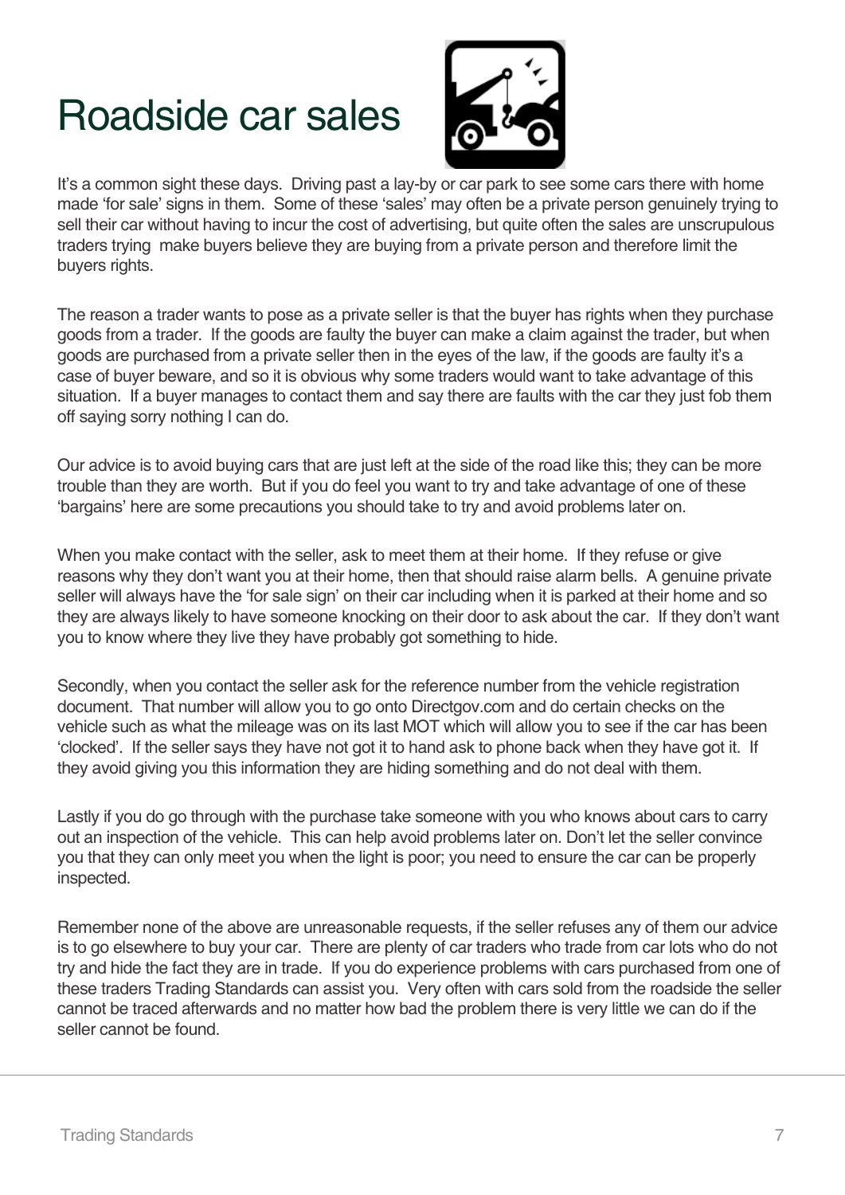# Roadside car sales

It's a common sight these days. Driving past a lay-by or car park to see some cars there with home made 'for sale' signs in them. Some of these 'sales' may often be a private person genuinely trying to sell their car without having to incur the cost of advertising, but quite often the sales are unscrupulous traders trying make buyers believe they are buying from a private person and therefore limit the buyers rights.

The reason a trader wants to pose as a private seller is that the buyer has rights when they purchase goods from a trader. If the goods are faulty the buyer can make a claim against the trader, but when goods are purchased from a private seller then in the eyes of the law, if the goods are faulty it's a case of buyer beware, and so it is obvious why some traders would want to take advantage of this situation. If a buyer manages to contact them and say there are faults with the car they just fob them off saying sorry nothing I can do.

Our advice is to avoid buying cars that are just left at the side of the road like this; they can be more trouble than they are worth. But if you do feel you want to try and take advantage of one of these 'bargains' here are some precautions you should take to try and avoid problems later on.

When you make contact with the seller, ask to meet them at their home. If they refuse or give reasons why they don't want you at their home, then that should raise alarm bells. A genuine private seller will always have the 'for sale sign' on their car including when it is parked at their home and so they are always likely to have someone knocking on their door to ask about the car. If they don't want you to know where they live they have probably got something to hide.

Secondly, when you contact the seller ask for the reference number from the vehicle registration document. That number will allow you to go onto Directgov.com and do certain checks on the vehicle such as what the mileage was on its last MOT which will allow you to see if the car has been 'clocked'. If the seller says they have not got it to hand ask to phone back when they have got it. If they avoid giving you this information they are hiding something and do not deal with them.

Lastly if you do go through with the purchase take someone with you who knows about cars to carry out an inspection of the vehicle. This can help avoid problems later on. Don't let the seller convince you that they can only meet you when the light is poor; you need to ensure the car can be properly inspected.

Remember none of the above are unreasonable requests, if the seller refuses any of them our advice is to go elsewhere to buy your car. There are plenty of car traders who trade from car lots who do not try and hide the fact they are in trade. If you do experience problems with cars purchased from one of these traders Trading Standards can assist you. Very often with cars sold from the roadside the seller cannot be traced afterwards and no matter how bad the problem there is very little we can do if the seller cannot be found.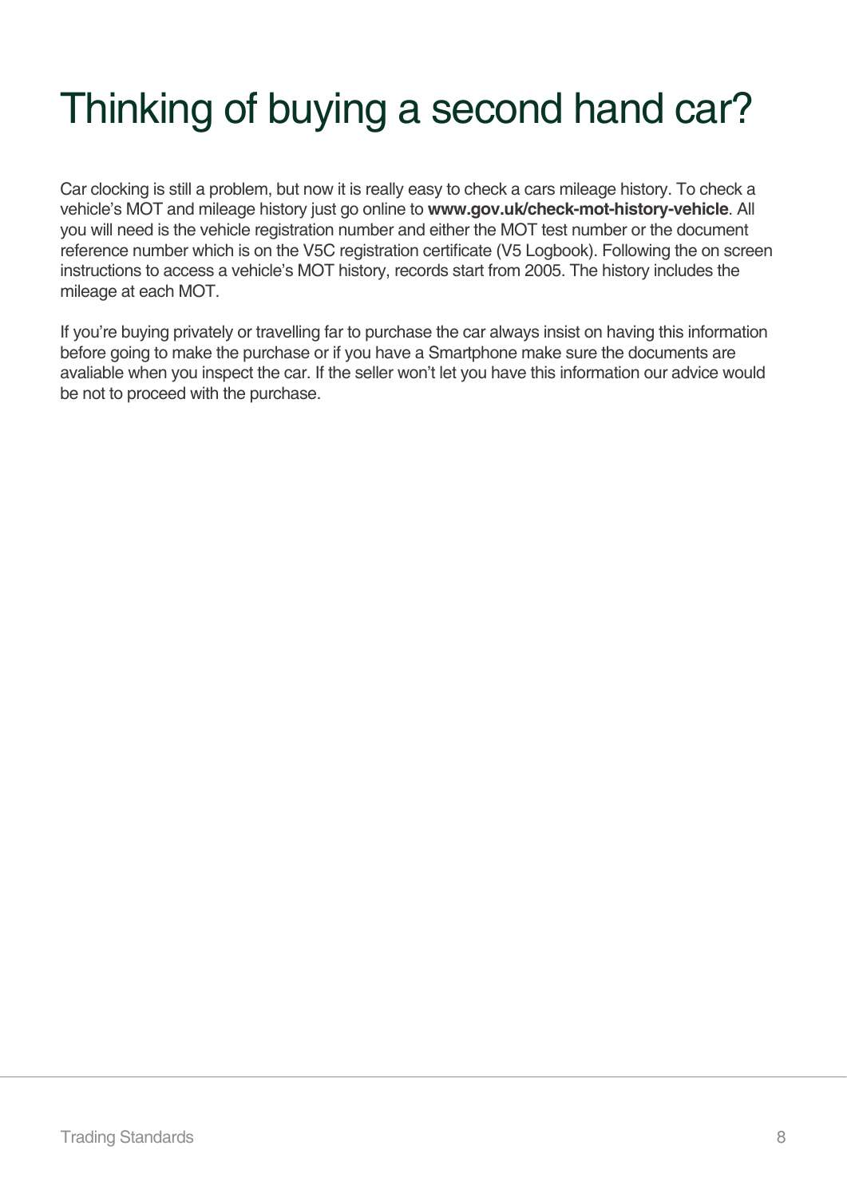# Thinking of buying a second hand car?

Car clocking is still a problem, but now it is really easy to check a cars mileage history. To check a vehicle's MOT and mileage history just go online to **www.gov.uk/check-mot-history-vehicle**. All you will need is the vehicle registration number and either the MOT test number or the document reference number which is on the V5C registration certificate (V5 Logbook). Following the on screen instructions to access a vehicle's MOT history, records start from 2005. The history includes the mileage at each MOT.

If you're buying privately or travelling far to purchase the car always insist on having this information before going to make the purchase or if you have a Smartphone make sure the documents are avaliable when you inspect the car. If the seller won't let you have this information our advice would be not to proceed with the purchase.